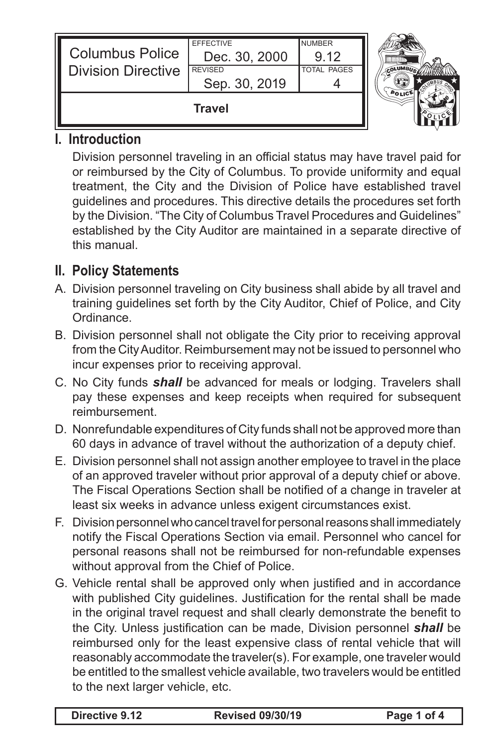| Columbus Police Division Directive | EFFECTIVE Dec. 30, 2000 | NUMBER 9.12 |
| --- | --- | --- |
| | REVISED Sep. 30, 2019 | TOTAL PAGES 4 |
| **Travel** | | |

## I. Introduction

Division personnel traveling in an official status may have travel paid for or reimbursed by the City of Columbus. To provide uniformity and equal treatment, the City and the Division of Police have established travel guidelines and procedures. This directive details the procedures set forth by the Division. "The City of Columbus Travel Procedures and Guidelines" established by the City Auditor are maintained in a separate directive of this manual.

## II. Policy Statements

A. Division personnel traveling on City business shall abide by all travel and training guidelines set forth by the City Auditor, Chief of Police, and City Ordinance.

B. Division personnel shall not obligate the City prior to receiving approval from the City Auditor. Reimbursement may not be issued to personnel who incur expenses prior to receiving approval.

C. No City funds ***shall*** be advanced for meals or lodging. Travelers shall pay these expenses and keep receipts when required for subsequent reimbursement.

D. Nonrefundable expenditures of City funds shall not be approved more than 60 days in advance of travel without the authorization of a deputy chief.

E. Division personnel shall not assign another employee to travel in the place of an approved traveler without prior approval of a deputy chief or above. The Fiscal Operations Section shall be notified of a change in traveler at least six weeks in advance unless exigent circumstances exist.

F. Division personnel who cancel travel for personal reasons shall immediately notify the Fiscal Operations Section via email. Personnel who cancel for personal reasons shall not be reimbursed for non-refundable expenses without approval from the Chief of Police.

G. Vehicle rental shall be approved only when justified and in accordance with published City guidelines. Justification for the rental shall be made in the original travel request and shall clearly demonstrate the benefit to the City. Unless justification can be made, Division personnel ***shall*** be reimbursed only for the least expensive class of rental vehicle that will reasonably accommodate the traveler(s). For example, one traveler would be entitled to the smallest vehicle available, two travelers would be entitled to the next larger vehicle, etc.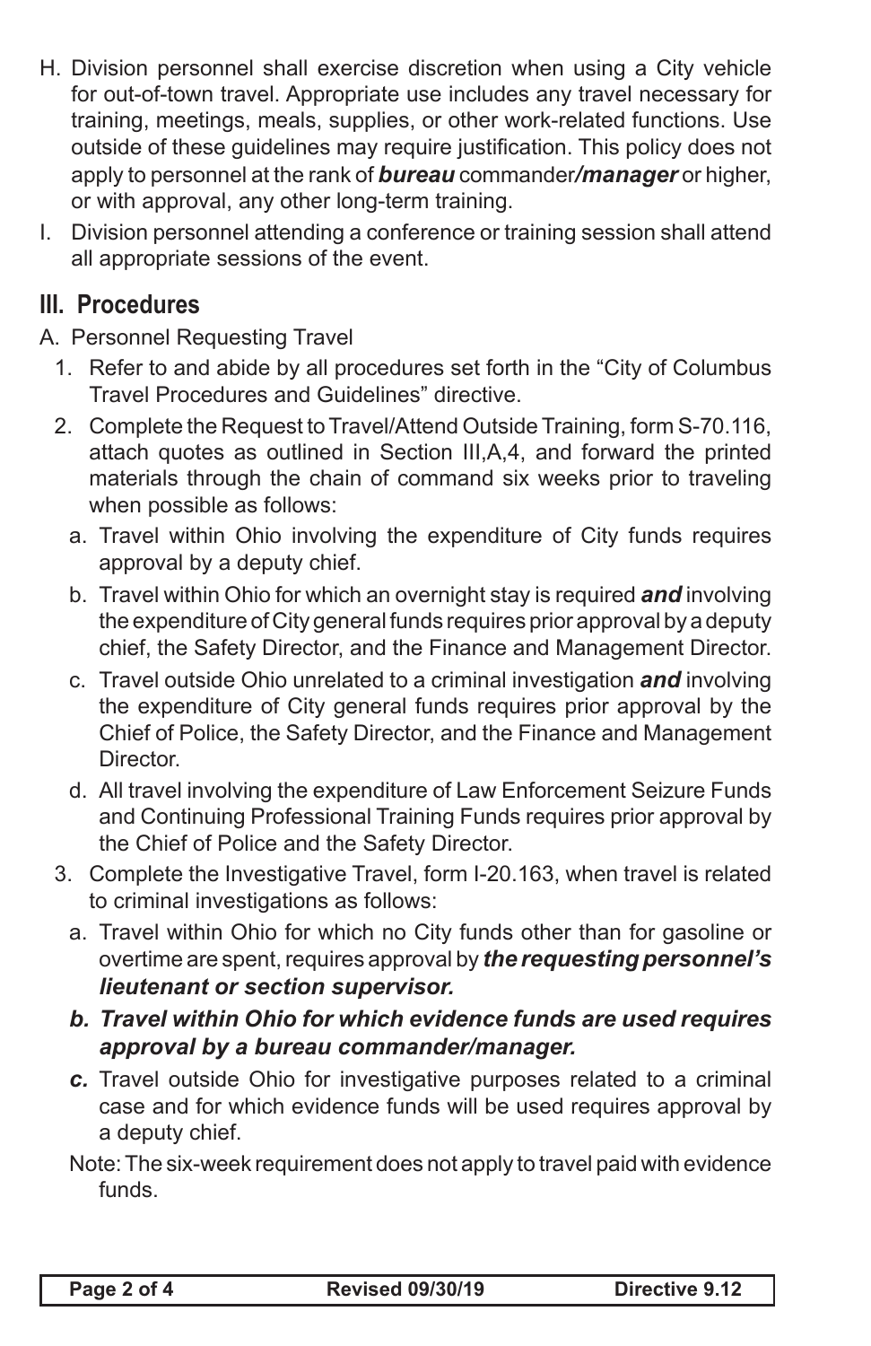H. Division personnel shall exercise discretion when using a City vehicle for out-of-town travel. Appropriate use includes any travel necessary for training, meetings, meals, supplies, or other work-related functions. Use outside of these guidelines may require justification. This policy does not apply to personnel at the rank of ***bureau*** commander***/manager*** or higher, or with approval, any other long-term training.

I. Division personnel attending a conference or training session shall attend all appropriate sessions of the event.

## III. Procedures

A. Personnel Requesting Travel

1. Refer to and abide by all procedures set forth in the "City of Columbus Travel Procedures and Guidelines" directive.
2. Complete the Request to Travel/Attend Outside Training, form S-70.116, attach quotes as outlined in Section III,A,4, and forward the printed materials through the chain of command six weeks prior to traveling when possible as follows:
   a. Travel within Ohio involving the expenditure of City funds requires approval by a deputy chief.
   b. Travel within Ohio for which an overnight stay is required ***and*** involving the expenditure of City general funds requires prior approval by a deputy chief, the Safety Director, and the Finance and Management Director.
   c. Travel outside Ohio unrelated to a criminal investigation ***and*** involving the expenditure of City general funds requires prior approval by the Chief of Police, the Safety Director, and the Finance and Management Director.
   d. All travel involving the expenditure of Law Enforcement Seizure Funds and Continuing Professional Training Funds requires prior approval by the Chief of Police and the Safety Director.
3. Complete the Investigative Travel, form I-20.163, when travel is related to criminal investigations as follows:
   a. Travel within Ohio for which no City funds other than for gasoline or overtime are spent, requires approval by ***the requesting personnel's lieutenant or section supervisor.***
   ***b. Travel within Ohio for which evidence funds are used requires approval by a bureau commander/manager.***
   ***c.*** Travel outside Ohio for investigative purposes related to a criminal case and for which evidence funds will be used requires approval by a deputy chief.

   Note: The six-week requirement does not apply to travel paid with evidence funds.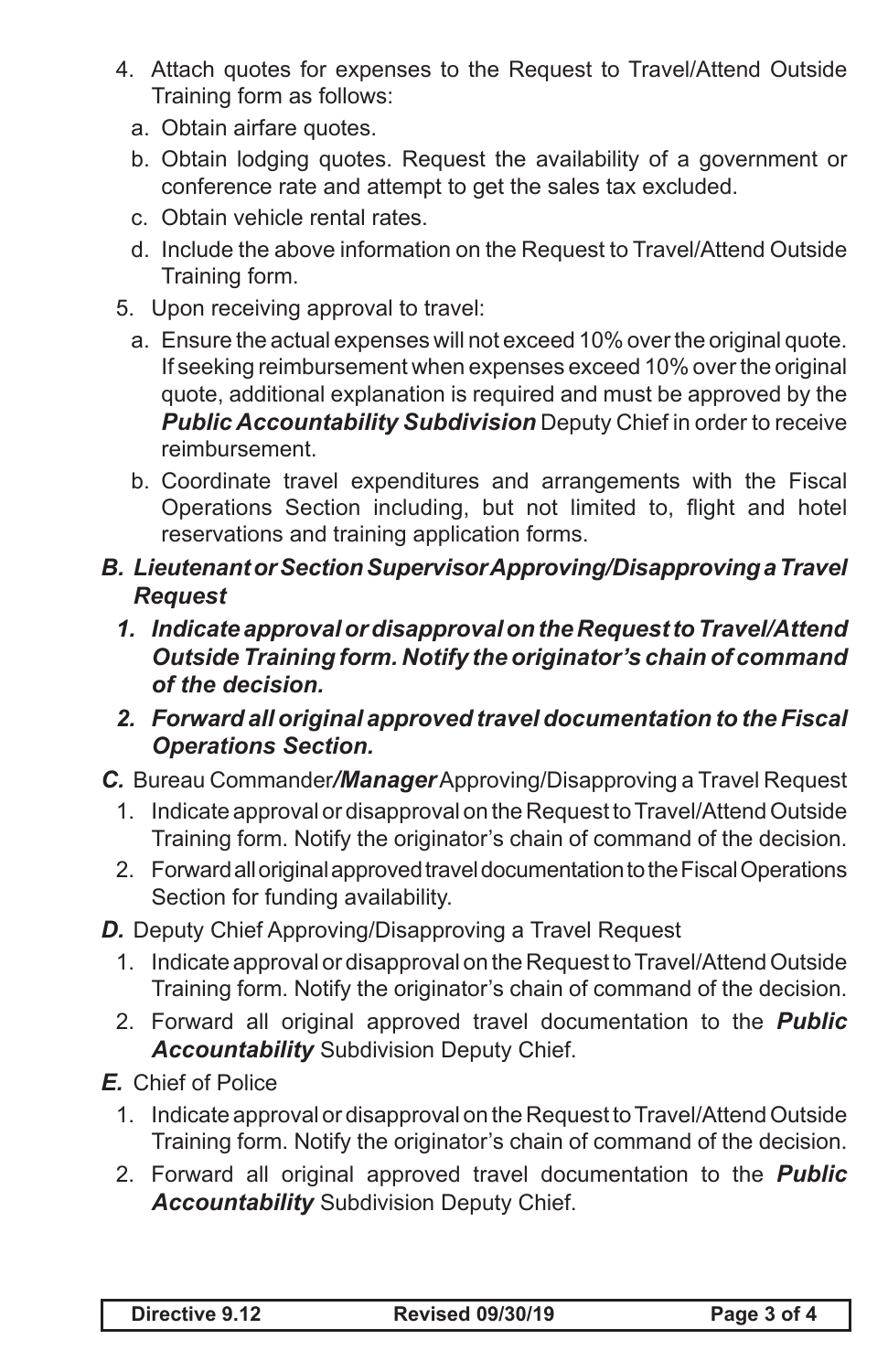4. Attach quotes for expenses to the Request to Travel/Attend Outside Training form as follows:
   a. Obtain airfare quotes.
   b. Obtain lodging quotes. Request the availability of a government or conference rate and attempt to get the sales tax excluded.
   c. Obtain vehicle rental rates.
   d. Include the above information on the Request to Travel/Attend Outside Training form.
5. Upon receiving approval to travel:
   a. Ensure the actual expenses will not exceed 10% over the original quote. If seeking reimbursement when expenses exceed 10% over the original quote, additional explanation is required and must be approved by the ***Public Accountability Subdivision*** Deputy Chief in order to receive reimbursement.
   b. Coordinate travel expenditures and arrangements with the Fiscal Operations Section including, but not limited to, flight and hotel reservations and training application forms.

***B. Lieutenant or Section Supervisor Approving/Disapproving a Travel Request***

***1. Indicate approval or disapproval on the Request to Travel/Attend Outside Training form. Notify the originator's chain of command of the decision.***

***2. Forward all original approved travel documentation to the Fiscal Operations Section.***

***C.*** Bureau Commander***/Manager*** Approving/Disapproving a Travel Request

1. Indicate approval or disapproval on the Request to Travel/Attend Outside Training form. Notify the originator's chain of command of the decision.
2. Forward all original approved travel documentation to the Fiscal Operations Section for funding availability.

***D.*** Deputy Chief Approving/Disapproving a Travel Request

1. Indicate approval or disapproval on the Request to Travel/Attend Outside Training form. Notify the originator's chain of command of the decision.
2. Forward all original approved travel documentation to the ***Public Accountability*** Subdivision Deputy Chief.

***E.*** Chief of Police

1. Indicate approval or disapproval on the Request to Travel/Attend Outside Training form. Notify the originator's chain of command of the decision.
2. Forward all original approved travel documentation to the ***Public Accountability*** Subdivision Deputy Chief.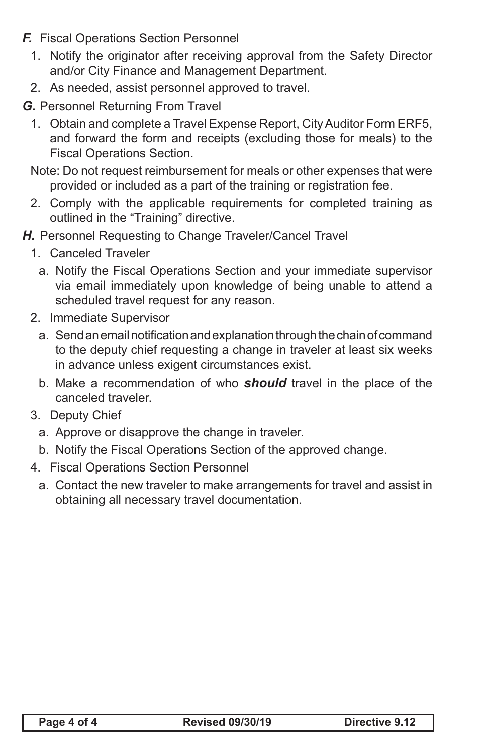***F.*** Fiscal Operations Section Personnel

1. Notify the originator after receiving approval from the Safety Director and/or City Finance and Management Department.
2. As needed, assist personnel approved to travel.

***G.*** Personnel Returning From Travel

1. Obtain and complete a Travel Expense Report, City Auditor Form ERF5, and forward the form and receipts (excluding those for meals) to the Fiscal Operations Section.

Note: Do not request reimbursement for meals or other expenses that were provided or included as a part of the training or registration fee.

2. Comply with the applicable requirements for completed training as outlined in the "Training" directive.

***H.*** Personnel Requesting to Change Traveler/Cancel Travel

1. Canceled Traveler
   a. Notify the Fiscal Operations Section and your immediate supervisor via email immediately upon knowledge of being unable to attend a scheduled travel request for any reason.
2. Immediate Supervisor
   a. Send an email notification and explanation through the chain of command to the deputy chief requesting a change in traveler at least six weeks in advance unless exigent circumstances exist.
   b. Make a recommendation of who ***should*** travel in the place of the canceled traveler.
3. Deputy Chief
   a. Approve or disapprove the change in traveler.
   b. Notify the Fiscal Operations Section of the approved change.
4. Fiscal Operations Section Personnel
   a. Contact the new traveler to make arrangements for travel and assist in obtaining all necessary travel documentation.